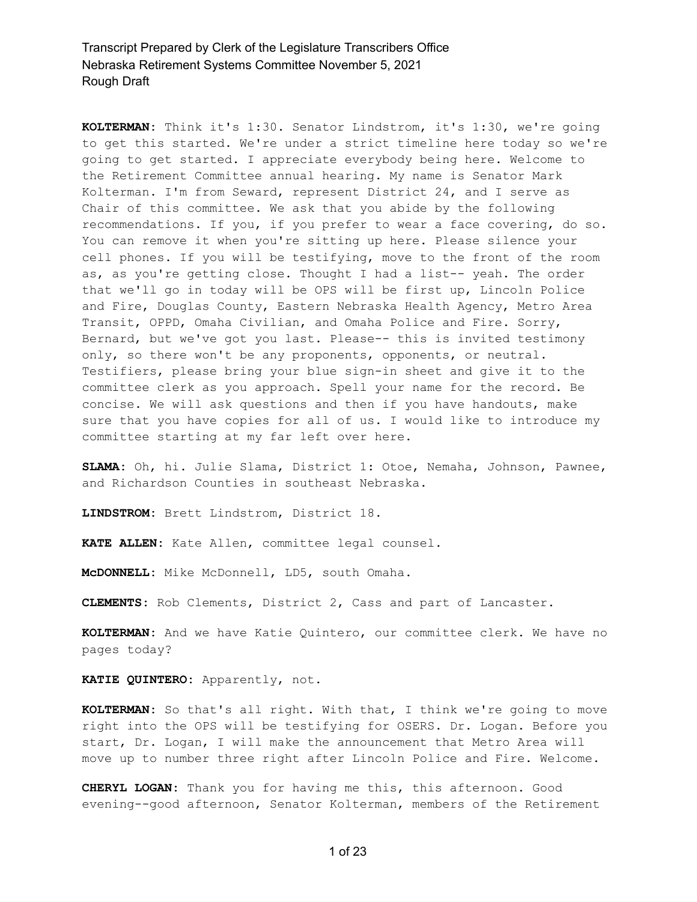**KOLTERMAN:** Think it's 1:30. Senator Lindstrom, it's 1:30, we're going to get this started. We're under a strict timeline here today so we're going to get started. I appreciate everybody being here. Welcome to the Retirement Committee annual hearing. My name is Senator Mark Kolterman. I'm from Seward, represent District 24, and I serve as Chair of this committee. We ask that you abide by the following recommendations. If you, if you prefer to wear a face covering, do so. You can remove it when you're sitting up here. Please silence your cell phones. If you will be testifying, move to the front of the room as, as you're getting close. Thought I had a list-- yeah. The order that we'll go in today will be OPS will be first up, Lincoln Police and Fire, Douglas County, Eastern Nebraska Health Agency, Metro Area Transit, OPPD, Omaha Civilian, and Omaha Police and Fire. Sorry, Bernard, but we've got you last. Please-- this is invited testimony only, so there won't be any proponents, opponents, or neutral. Testifiers, please bring your blue sign-in sheet and give it to the committee clerk as you approach. Spell your name for the record. Be concise. We will ask questions and then if you have handouts, make sure that you have copies for all of us. I would like to introduce my committee starting at my far left over here.

**SLAMA:** Oh, hi. Julie Slama, District 1: Otoe, Nemaha, Johnson, Pawnee, and Richardson Counties in southeast Nebraska.

**LINDSTROM:** Brett Lindstrom, District 18.

**KATE ALLEN:** Kate Allen, committee legal counsel.

**McDONNELL:** Mike McDonnell, LD5, south Omaha.

**CLEMENTS:** Rob Clements, District 2, Cass and part of Lancaster.

**KOLTERMAN:** And we have Katie Quintero, our committee clerk. We have no pages today?

**KATIE QUINTERO:** Apparently, not.

**KOLTERMAN:** So that's all right. With that, I think we're going to move right into the OPS will be testifying for OSERS. Dr. Logan. Before you start, Dr. Logan, I will make the announcement that Metro Area will move up to number three right after Lincoln Police and Fire. Welcome.

**CHERYL LOGAN:** Thank you for having me this, this afternoon. Good evening--good afternoon, Senator Kolterman, members of the Retirement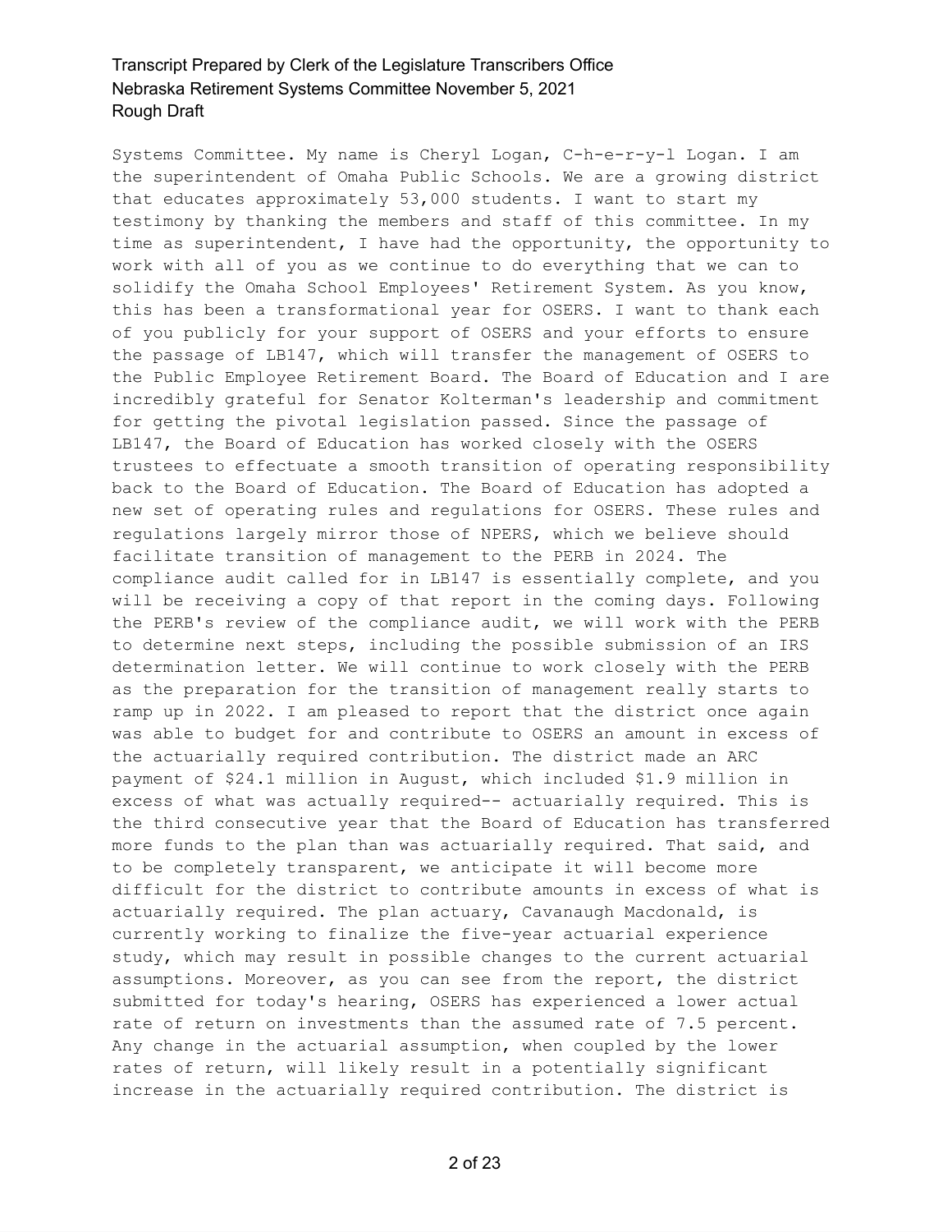Systems Committee. My name is Cheryl Logan, C-h-e-r-y-l Logan. I am the superintendent of Omaha Public Schools. We are a growing district that educates approximately 53,000 students. I want to start my testimony by thanking the members and staff of this committee. In my time as superintendent, I have had the opportunity, the opportunity to work with all of you as we continue to do everything that we can to solidify the Omaha School Employees' Retirement System. As you know, this has been a transformational year for OSERS. I want to thank each of you publicly for your support of OSERS and your efforts to ensure the passage of LB147, which will transfer the management of OSERS to the Public Employee Retirement Board. The Board of Education and I are incredibly grateful for Senator Kolterman's leadership and commitment for getting the pivotal legislation passed. Since the passage of LB147, the Board of Education has worked closely with the OSERS trustees to effectuate a smooth transition of operating responsibility back to the Board of Education. The Board of Education has adopted a new set of operating rules and regulations for OSERS. These rules and regulations largely mirror those of NPERS, which we believe should facilitate transition of management to the PERB in 2024. The compliance audit called for in LB147 is essentially complete, and you will be receiving a copy of that report in the coming days. Following the PERB's review of the compliance audit, we will work with the PERB to determine next steps, including the possible submission of an IRS determination letter. We will continue to work closely with the PERB as the preparation for the transition of management really starts to ramp up in 2022. I am pleased to report that the district once again was able to budget for and contribute to OSERS an amount in excess of the actuarially required contribution. The district made an ARC payment of $24.1 million in August, which included $1.9 million in excess of what was actually required-- actuarially required. This is the third consecutive year that the Board of Education has transferred more funds to the plan than was actuarially required. That said, and to be completely transparent, we anticipate it will become more difficult for the district to contribute amounts in excess of what is actuarially required. The plan actuary, Cavanaugh Macdonald, is currently working to finalize the five-year actuarial experience study, which may result in possible changes to the current actuarial assumptions. Moreover, as you can see from the report, the district submitted for today's hearing, OSERS has experienced a lower actual rate of return on investments than the assumed rate of 7.5 percent. Any change in the actuarial assumption, when coupled by the lower rates of return, will likely result in a potentially significant increase in the actuarially required contribution. The district is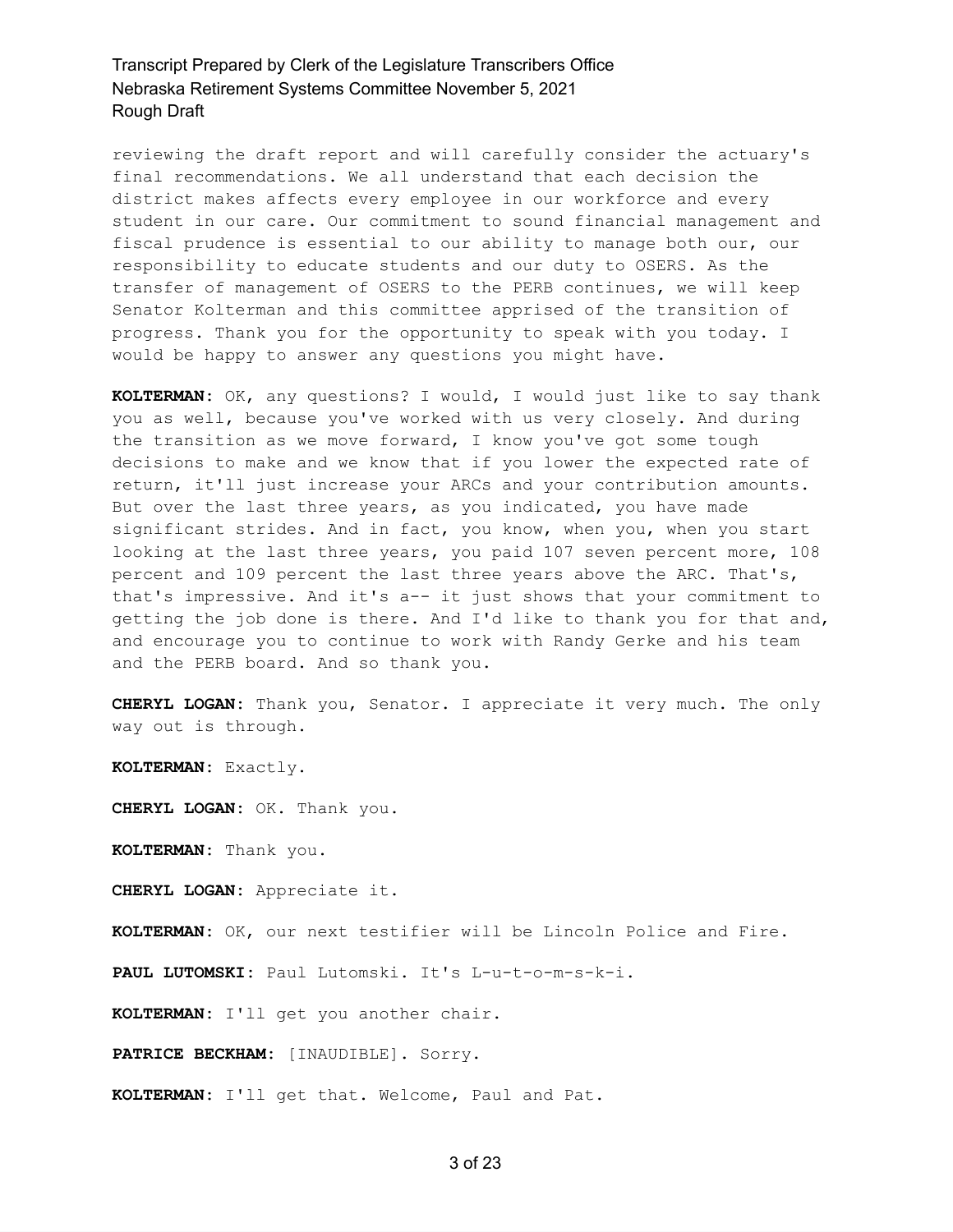reviewing the draft report and will carefully consider the actuary's final recommendations. We all understand that each decision the district makes affects every employee in our workforce and every student in our care. Our commitment to sound financial management and fiscal prudence is essential to our ability to manage both our, our responsibility to educate students and our duty to OSERS. As the transfer of management of OSERS to the PERB continues, we will keep Senator Kolterman and this committee apprised of the transition of progress. Thank you for the opportunity to speak with you today. I would be happy to answer any questions you might have.

**KOLTERMAN:** OK, any questions? I would, I would just like to say thank you as well, because you've worked with us very closely. And during the transition as we move forward, I know you've got some tough decisions to make and we know that if you lower the expected rate of return, it'll just increase your ARCs and your contribution amounts. But over the last three years, as you indicated, you have made significant strides. And in fact, you know, when you, when you start looking at the last three years, you paid 107 seven percent more, 108 percent and 109 percent the last three years above the ARC. That's, that's impressive. And it's a-- it just shows that your commitment to getting the job done is there. And I'd like to thank you for that and, and encourage you to continue to work with Randy Gerke and his team and the PERB board. And so thank you.

**CHERYL LOGAN:** Thank you, Senator. I appreciate it very much. The only way out is through.

**KOLTERMAN:** Exactly.

**CHERYL LOGAN:** OK. Thank you.

**KOLTERMAN:** Thank you.

**CHERYL LOGAN:** Appreciate it.

**KOLTERMAN:** OK, our next testifier will be Lincoln Police and Fire.

**PAUL LUTOMSKI:** Paul Lutomski. It's L-u-t-o-m-s-k-i.

**KOLTERMAN:** I'll get you another chair.

**PATRICE BECKHAM:** [INAUDIBLE]. Sorry.

**KOLTERMAN:** I'll get that. Welcome, Paul and Pat.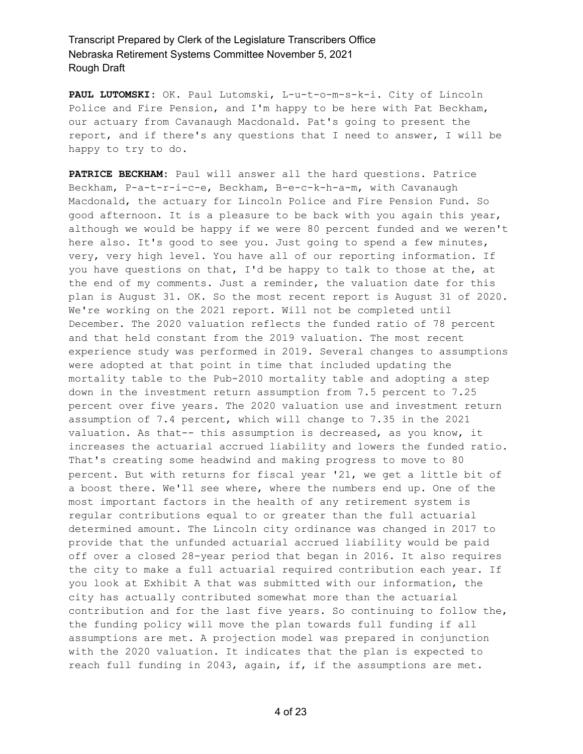**PAUL LUTOMSKI:** OK. Paul Lutomski, L-u-t-o-m-s-k-i. City of Lincoln Police and Fire Pension, and I'm happy to be here with Pat Beckham, our actuary from Cavanaugh Macdonald. Pat's going to present the report, and if there's any questions that I need to answer, I will be happy to try to do.

**PATRICE BECKHAM:** Paul will answer all the hard questions. Patrice Beckham, P-a-t-r-i-c-e, Beckham, B-e-c-k-h-a-m, with Cavanaugh Macdonald, the actuary for Lincoln Police and Fire Pension Fund. So good afternoon. It is a pleasure to be back with you again this year, although we would be happy if we were 80 percent funded and we weren't here also. It's good to see you. Just going to spend a few minutes, very, very high level. You have all of our reporting information. If you have questions on that, I'd be happy to talk to those at the, at the end of my comments. Just a reminder, the valuation date for this plan is August 31. OK. So the most recent report is August 31 of 2020. We're working on the 2021 report. Will not be completed until December. The 2020 valuation reflects the funded ratio of 78 percent and that held constant from the 2019 valuation. The most recent experience study was performed in 2019. Several changes to assumptions were adopted at that point in time that included updating the mortality table to the Pub-2010 mortality table and adopting a step down in the investment return assumption from 7.5 percent to 7.25 percent over five years. The 2020 valuation use and investment return assumption of 7.4 percent, which will change to 7.35 in the 2021 valuation. As that-- this assumption is decreased, as you know, it increases the actuarial accrued liability and lowers the funded ratio. That's creating some headwind and making progress to move to 80 percent. But with returns for fiscal year '21, we get a little bit of a boost there. We'll see where, where the numbers end up. One of the most important factors in the health of any retirement system is regular contributions equal to or greater than the full actuarial determined amount. The Lincoln city ordinance was changed in 2017 to provide that the unfunded actuarial accrued liability would be paid off over a closed 28-year period that began in 2016. It also requires the city to make a full actuarial required contribution each year. If you look at Exhibit A that was submitted with our information, the city has actually contributed somewhat more than the actuarial contribution and for the last five years. So continuing to follow the, the funding policy will move the plan towards full funding if all assumptions are met. A projection model was prepared in conjunction with the 2020 valuation. It indicates that the plan is expected to reach full funding in 2043, again, if, if the assumptions are met.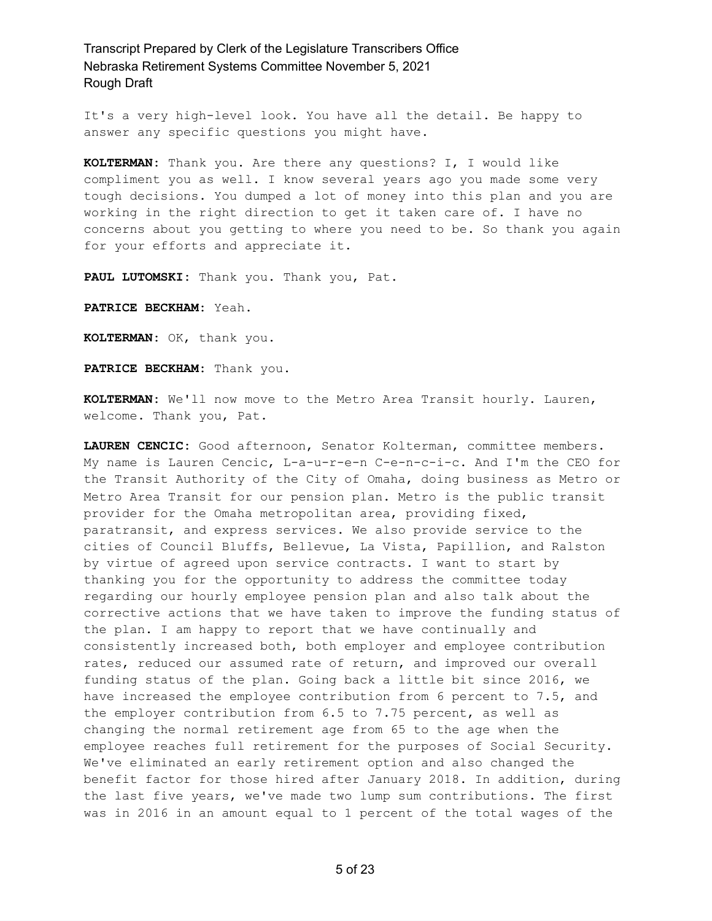It's a very high-level look. You have all the detail. Be happy to answer any specific questions you might have.

**KOLTERMAN:** Thank you. Are there any questions? I, I would like compliment you as well. I know several years ago you made some very tough decisions. You dumped a lot of money into this plan and you are working in the right direction to get it taken care of. I have no concerns about you getting to where you need to be. So thank you again for your efforts and appreciate it.

**PAUL LUTOMSKI:** Thank you. Thank you, Pat.

**PATRICE BECKHAM:** Yeah.

**KOLTERMAN:** OK, thank you.

**PATRICE BECKHAM:** Thank you.

**KOLTERMAN:** We'll now move to the Metro Area Transit hourly. Lauren, welcome. Thank you, Pat.

**LAUREN CENCIC:** Good afternoon, Senator Kolterman, committee members. My name is Lauren Cencic, L-a-u-r-e-n C-e-n-c-i-c. And I'm the CEO for the Transit Authority of the City of Omaha, doing business as Metro or Metro Area Transit for our pension plan. Metro is the public transit provider for the Omaha metropolitan area, providing fixed, paratransit, and express services. We also provide service to the cities of Council Bluffs, Bellevue, La Vista, Papillion, and Ralston by virtue of agreed upon service contracts. I want to start by thanking you for the opportunity to address the committee today regarding our hourly employee pension plan and also talk about the corrective actions that we have taken to improve the funding status of the plan. I am happy to report that we have continually and consistently increased both, both employer and employee contribution rates, reduced our assumed rate of return, and improved our overall funding status of the plan. Going back a little bit since 2016, we have increased the employee contribution from 6 percent to 7.5, and the employer contribution from 6.5 to 7.75 percent, as well as changing the normal retirement age from 65 to the age when the employee reaches full retirement for the purposes of Social Security. We've eliminated an early retirement option and also changed the benefit factor for those hired after January 2018. In addition, during the last five years, we've made two lump sum contributions. The first was in 2016 in an amount equal to 1 percent of the total wages of the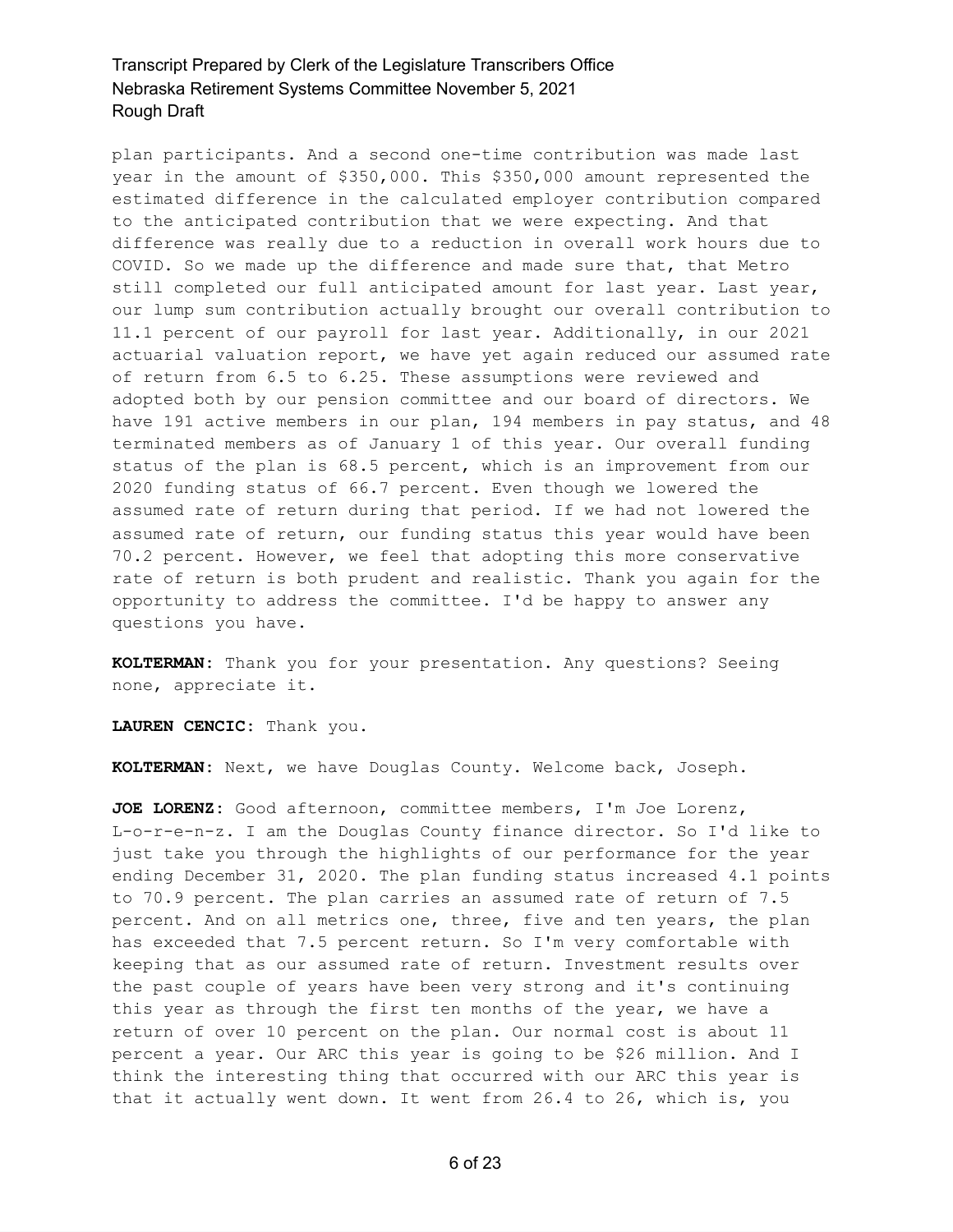plan participants. And a second one-time contribution was made last year in the amount of $350,000. This $350,000 amount represented the estimated difference in the calculated employer contribution compared to the anticipated contribution that we were expecting. And that difference was really due to a reduction in overall work hours due to COVID. So we made up the difference and made sure that, that Metro still completed our full anticipated amount for last year. Last year, our lump sum contribution actually brought our overall contribution to 11.1 percent of our payroll for last year. Additionally, in our 2021 actuarial valuation report, we have yet again reduced our assumed rate of return from 6.5 to 6.25. These assumptions were reviewed and adopted both by our pension committee and our board of directors. We have 191 active members in our plan, 194 members in pay status, and 48 terminated members as of January 1 of this year. Our overall funding status of the plan is 68.5 percent, which is an improvement from our 2020 funding status of 66.7 percent. Even though we lowered the assumed rate of return during that period. If we had not lowered the assumed rate of return, our funding status this year would have been 70.2 percent. However, we feel that adopting this more conservative rate of return is both prudent and realistic. Thank you again for the opportunity to address the committee. I'd be happy to answer any questions you have.

**KOLTERMAN:** Thank you for your presentation. Any questions? Seeing none, appreciate it.

**LAUREN CENCIC:** Thank you.

**KOLTERMAN:** Next, we have Douglas County. Welcome back, Joseph.

**JOE LORENZ:** Good afternoon, committee members, I'm Joe Lorenz, L-o-r-e-n-z. I am the Douglas County finance director. So I'd like to just take you through the highlights of our performance for the year ending December 31, 2020. The plan funding status increased 4.1 points to 70.9 percent. The plan carries an assumed rate of return of 7.5 percent. And on all metrics one, three, five and ten years, the plan has exceeded that 7.5 percent return. So I'm very comfortable with keeping that as our assumed rate of return. Investment results over the past couple of years have been very strong and it's continuing this year as through the first ten months of the year, we have a return of over 10 percent on the plan. Our normal cost is about 11 percent a year. Our ARC this year is going to be $26 million. And I think the interesting thing that occurred with our ARC this year is that it actually went down. It went from 26.4 to 26, which is, you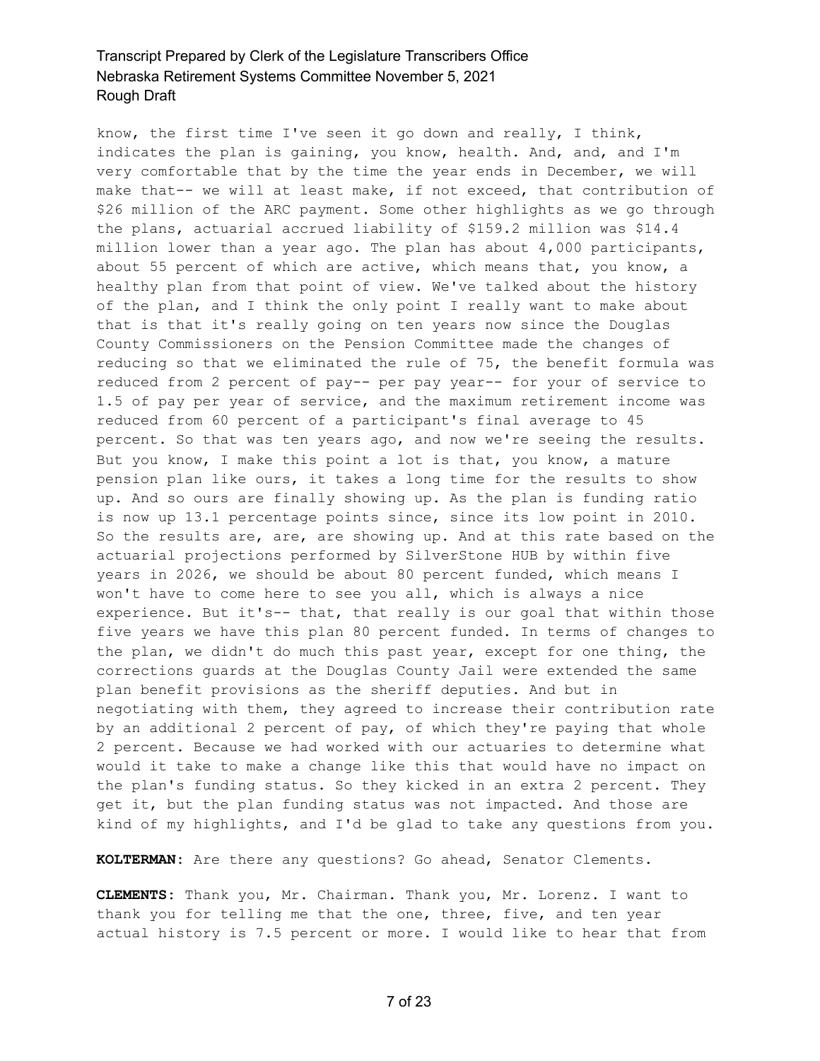know, the first time I've seen it go down and really, I think, indicates the plan is gaining, you know, health. And, and, and I'm very comfortable that by the time the year ends in December, we will make that-- we will at least make, if not exceed, that contribution of $26 million of the ARC payment. Some other highlights as we go through the plans, actuarial accrued liability of $159.2 million was $14.4 million lower than a year ago. The plan has about 4,000 participants, about 55 percent of which are active, which means that, you know, a healthy plan from that point of view. We've talked about the history of the plan, and I think the only point I really want to make about that is that it's really going on ten years now since the Douglas County Commissioners on the Pension Committee made the changes of reducing so that we eliminated the rule of 75, the benefit formula was reduced from 2 percent of pay-- per pay year-- for your of service to 1.5 of pay per year of service, and the maximum retirement income was reduced from 60 percent of a participant's final average to 45 percent. So that was ten years ago, and now we're seeing the results. But you know, I make this point a lot is that, you know, a mature pension plan like ours, it takes a long time for the results to show up. And so ours are finally showing up. As the plan is funding ratio is now up 13.1 percentage points since, since its low point in 2010. So the results are, are, are showing up. And at this rate based on the actuarial projections performed by SilverStone HUB by within five years in 2026, we should be about 80 percent funded, which means I won't have to come here to see you all, which is always a nice experience. But it's-- that, that really is our goal that within those five years we have this plan 80 percent funded. In terms of changes to the plan, we didn't do much this past year, except for one thing, the corrections guards at the Douglas County Jail were extended the same plan benefit provisions as the sheriff deputies. And but in negotiating with them, they agreed to increase their contribution rate by an additional 2 percent of pay, of which they're paying that whole 2 percent. Because we had worked with our actuaries to determine what would it take to make a change like this that would have no impact on the plan's funding status. So they kicked in an extra 2 percent. They get it, but the plan funding status was not impacted. And those are kind of my highlights, and I'd be glad to take any questions from you.

**KOLTERMAN:** Are there any questions? Go ahead, Senator Clements.

**CLEMENTS:** Thank you, Mr. Chairman. Thank you, Mr. Lorenz. I want to thank you for telling me that the one, three, five, and ten year actual history is 7.5 percent or more. I would like to hear that from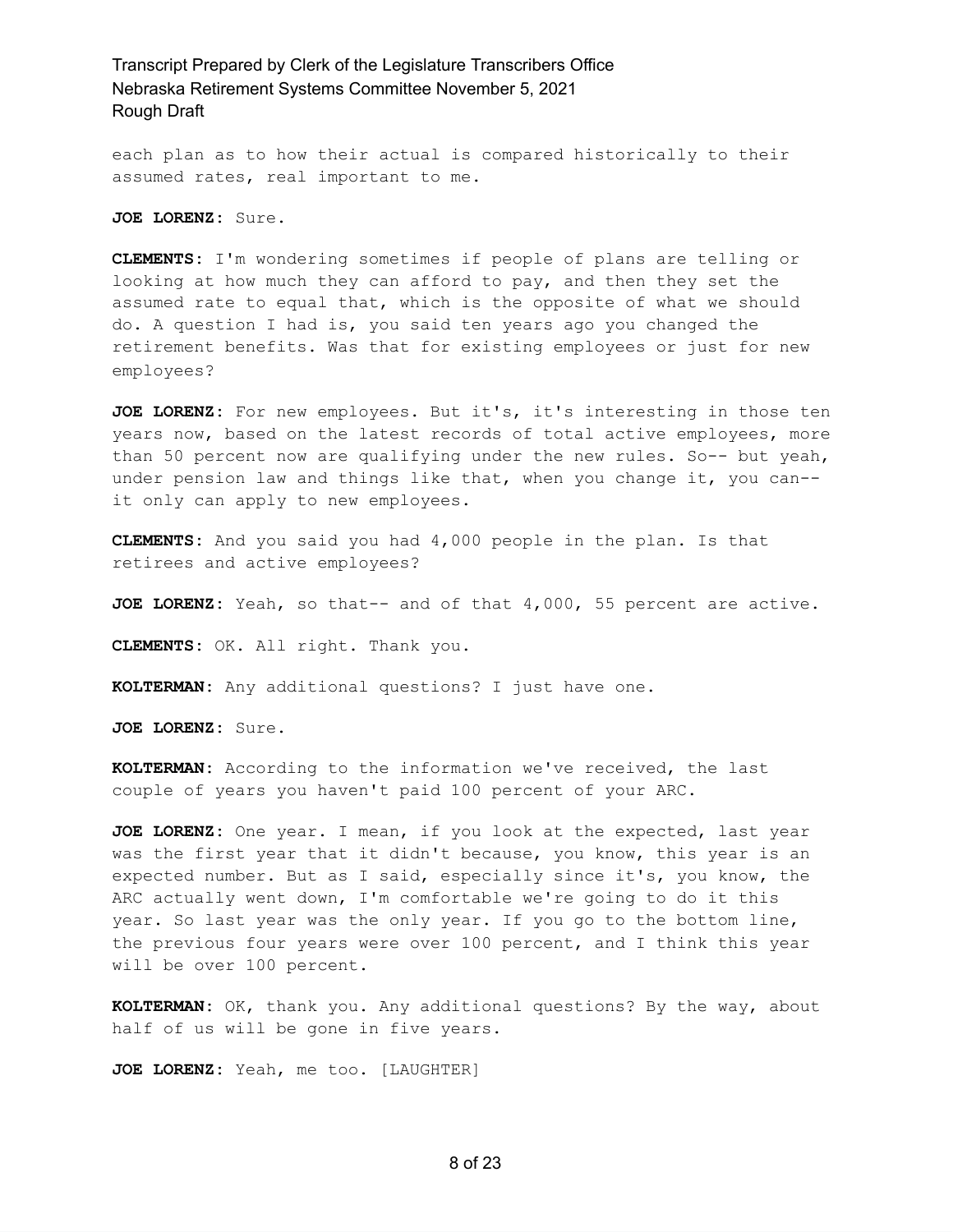each plan as to how their actual is compared historically to their assumed rates, real important to me.

**JOE LORENZ:** Sure.

**CLEMENTS:** I'm wondering sometimes if people of plans are telling or looking at how much they can afford to pay, and then they set the assumed rate to equal that, which is the opposite of what we should do. A question I had is, you said ten years ago you changed the retirement benefits. Was that for existing employees or just for new employees?

**JOE LORENZ:** For new employees. But it's, it's interesting in those ten years now, based on the latest records of total active employees, more than 50 percent now are qualifying under the new rules. So-- but yeah, under pension law and things like that, when you change it, you can-- it only can apply to new employees.

**CLEMENTS:** And you said you had 4,000 people in the plan. Is that retirees and active employees?

**JOE LORENZ:** Yeah, so that-- and of that 4,000, 55 percent are active.

**CLEMENTS:** OK. All right. Thank you.

**KOLTERMAN:** Any additional questions? I just have one.

**JOE LORENZ:** Sure.

**KOLTERMAN:** According to the information we've received, the last couple of years you haven't paid 100 percent of your ARC.

**JOE LORENZ:** One year. I mean, if you look at the expected, last year was the first year that it didn't because, you know, this year is an expected number. But as I said, especially since it's, you know, the ARC actually went down, I'm comfortable we're going to do it this year. So last year was the only year. If you go to the bottom line, the previous four years were over 100 percent, and I think this year will be over 100 percent.

**KOLTERMAN:** OK, thank you. Any additional questions? By the way, about half of us will be gone in five years.

**JOE LORENZ:** Yeah, me too. [LAUGHTER]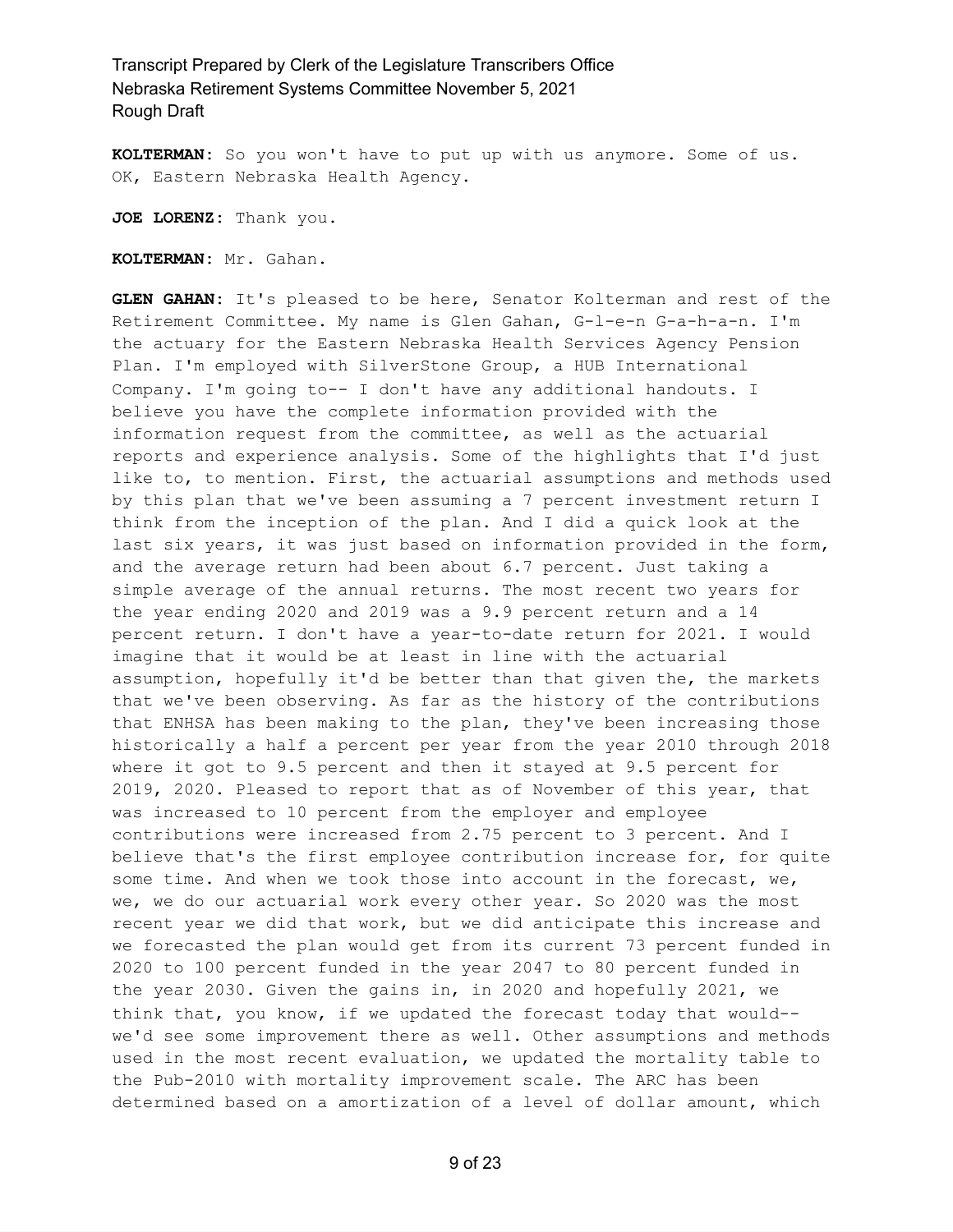**KOLTERMAN:** So you won't have to put up with us anymore. Some of us. OK, Eastern Nebraska Health Agency.

**JOE LORENZ:** Thank you.

**KOLTERMAN:** Mr. Gahan.

**GLEN GAHAN:** It's pleased to be here, Senator Kolterman and rest of the Retirement Committee. My name is Glen Gahan, G-l-e-n G-a-h-a-n. I'm the actuary for the Eastern Nebraska Health Services Agency Pension Plan. I'm employed with SilverStone Group, a HUB International Company. I'm going to-- I don't have any additional handouts. I believe you have the complete information provided with the information request from the committee, as well as the actuarial reports and experience analysis. Some of the highlights that I'd just like to, to mention. First, the actuarial assumptions and methods used by this plan that we've been assuming a 7 percent investment return I think from the inception of the plan. And I did a quick look at the last six years, it was just based on information provided in the form, and the average return had been about 6.7 percent. Just taking a simple average of the annual returns. The most recent two years for the year ending 2020 and 2019 was a 9.9 percent return and a 14 percent return. I don't have a year-to-date return for 2021. I would imagine that it would be at least in line with the actuarial assumption, hopefully it'd be better than that given the, the markets that we've been observing. As far as the history of the contributions that ENHSA has been making to the plan, they've been increasing those historically a half a percent per year from the year 2010 through 2018 where it got to 9.5 percent and then it stayed at 9.5 percent for 2019, 2020. Pleased to report that as of November of this year, that was increased to 10 percent from the employer and employee contributions were increased from 2.75 percent to 3 percent. And I believe that's the first employee contribution increase for, for quite some time. And when we took those into account in the forecast, we, we, we do our actuarial work every other year. So 2020 was the most recent year we did that work, but we did anticipate this increase and we forecasted the plan would get from its current 73 percent funded in 2020 to 100 percent funded in the year 2047 to 80 percent funded in the year 2030. Given the gains in, in 2020 and hopefully 2021, we think that, you know, if we updated the forecast today that would-- we'd see some improvement there as well. Other assumptions and methods used in the most recent evaluation, we updated the mortality table to the Pub-2010 with mortality improvement scale. The ARC has been determined based on a amortization of a level of dollar amount, which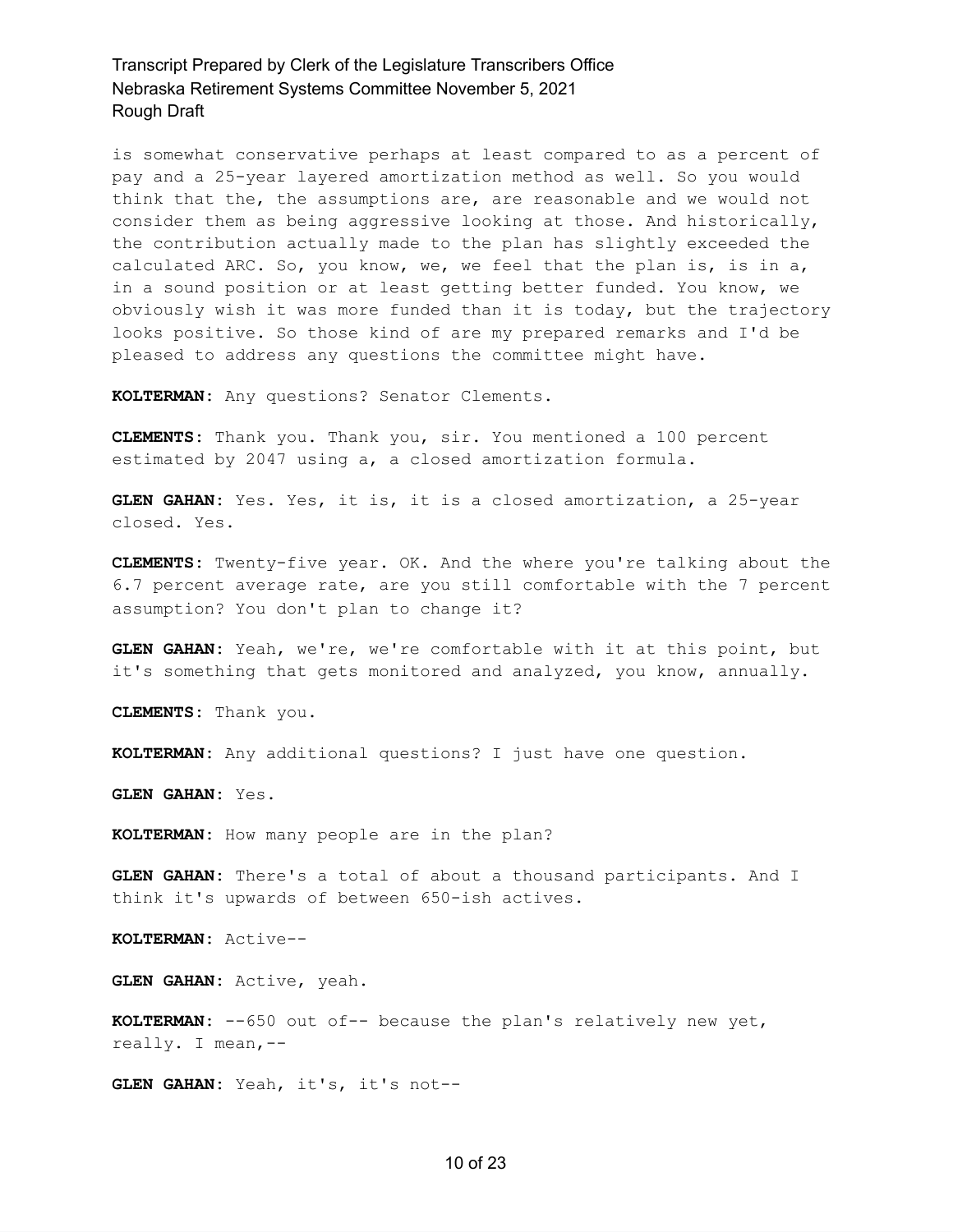is somewhat conservative perhaps at least compared to as a percent of pay and a 25-year layered amortization method as well. So you would think that the, the assumptions are, are reasonable and we would not consider them as being aggressive looking at those. And historically, the contribution actually made to the plan has slightly exceeded the calculated ARC. So, you know, we, we feel that the plan is, is in a, in a sound position or at least getting better funded. You know, we obviously wish it was more funded than it is today, but the trajectory looks positive. So those kind of are my prepared remarks and I'd be pleased to address any questions the committee might have.

**KOLTERMAN:** Any questions? Senator Clements.

**CLEMENTS:** Thank you. Thank you, sir. You mentioned a 100 percent estimated by 2047 using a, a closed amortization formula.

**GLEN GAHAN:** Yes. Yes, it is, it is a closed amortization, a 25-year closed. Yes.

**CLEMENTS:** Twenty-five year. OK. And the where you're talking about the 6.7 percent average rate, are you still comfortable with the 7 percent assumption? You don't plan to change it?

**GLEN GAHAN:** Yeah, we're, we're comfortable with it at this point, but it's something that gets monitored and analyzed, you know, annually.

**CLEMENTS:** Thank you.

**KOLTERMAN:** Any additional questions? I just have one question.

**GLEN GAHAN:** Yes.

**KOLTERMAN:** How many people are in the plan?

**GLEN GAHAN:** There's a total of about a thousand participants. And I think it's upwards of between 650-ish actives.

**KOLTERMAN:** Active--

**GLEN GAHAN:** Active, yeah.

**KOLTERMAN:** --650 out of-- because the plan's relatively new yet, really. I mean,--

**GLEN GAHAN:** Yeah, it's, it's not--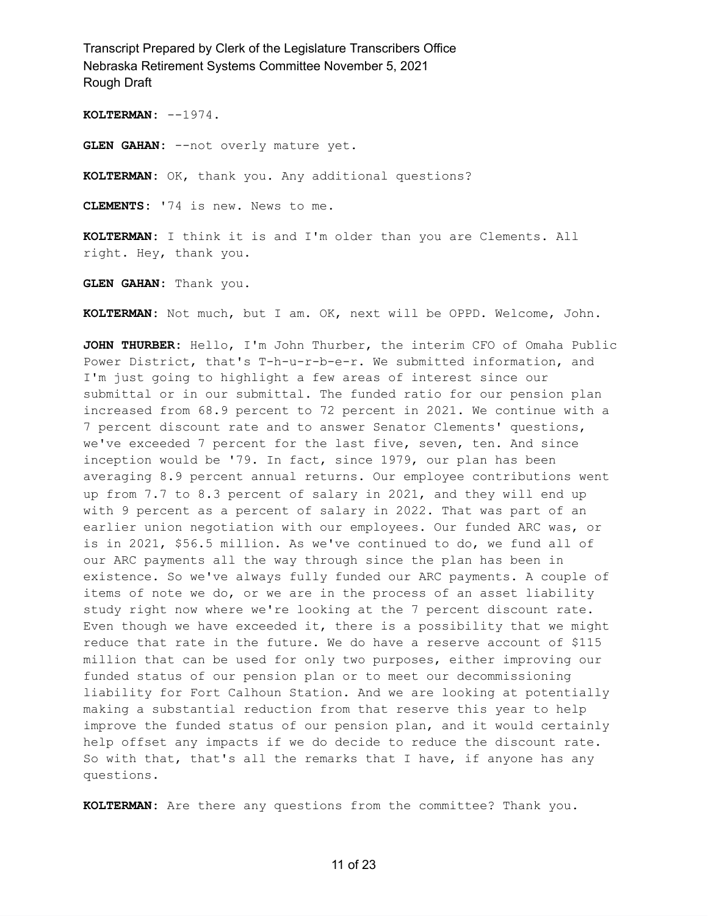**KOLTERMAN**: --1974.

**GLEN GAHAN**: --not overly mature yet.

**KOLTERMAN**: OK, thank you. Any additional questions?

**CLEMENTS**: '74 is new. News to me.

**KOLTERMAN**: I think it is and I'm older than you are Clements. All right. Hey, thank you.

**GLEN GAHAN**: Thank you.

**KOLTERMAN**: Not much, but I am. OK, next will be OPPD. Welcome, John.

**JOHN THURBER**: Hello, I'm John Thurber, the interim CFO of Omaha Public Power District, that's T-h-u-r-b-e-r. We submitted information, and I'm just going to highlight a few areas of interest since our submittal or in our submittal. The funded ratio for our pension plan increased from 68.9 percent to 72 percent in 2021. We continue with a 7 percent discount rate and to answer Senator Clements' questions, we've exceeded 7 percent for the last five, seven, ten. And since inception would be '79. In fact, since 1979, our plan has been averaging 8.9 percent annual returns. Our employee contributions went up from 7.7 to 8.3 percent of salary in 2021, and they will end up with 9 percent as a percent of salary in 2022. That was part of an earlier union negotiation with our employees. Our funded ARC was, or is in 2021, $56.5 million. As we've continued to do, we fund all of our ARC payments all the way through since the plan has been in existence. So we've always fully funded our ARC payments. A couple of items of note we do, or we are in the process of an asset liability study right now where we're looking at the 7 percent discount rate. Even though we have exceeded it, there is a possibility that we might reduce that rate in the future. We do have a reserve account of $115 million that can be used for only two purposes, either improving our funded status of our pension plan or to meet our decommissioning liability for Fort Calhoun Station. And we are looking at potentially making a substantial reduction from that reserve this year to help improve the funded status of our pension plan, and it would certainly help offset any impacts if we do decide to reduce the discount rate. So with that, that's all the remarks that I have, if anyone has any questions.

**KOLTERMAN**: Are there any questions from the committee? Thank you.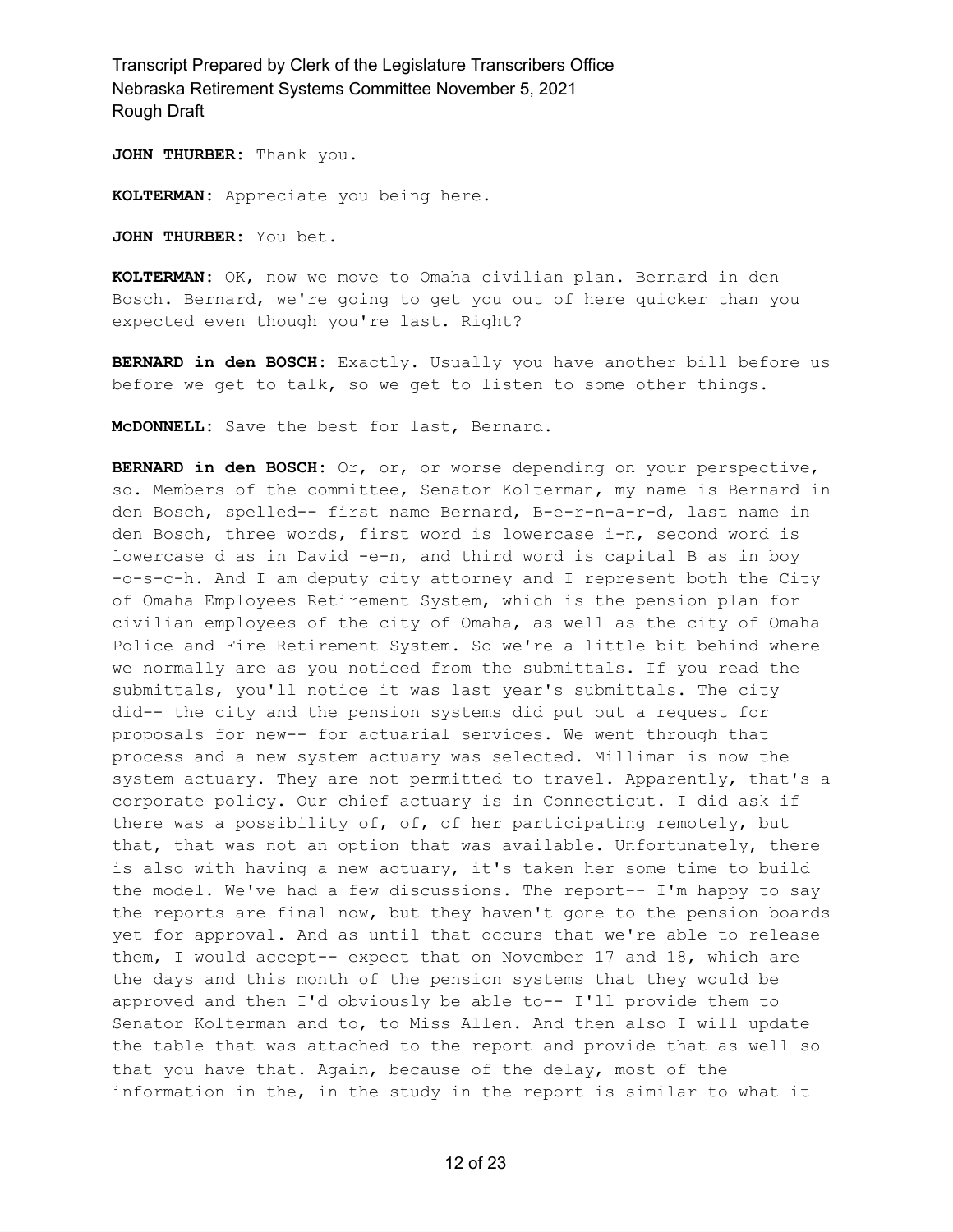**JOHN THURBER:** Thank you.

**KOLTERMAN:** Appreciate you being here.

**JOHN THURBER:** You bet.

**KOLTERMAN:** OK, now we move to Omaha civilian plan. Bernard in den Bosch. Bernard, we're going to get you out of here quicker than you expected even though you're last. Right?

**BERNARD in den BOSCH:** Exactly. Usually you have another bill before us before we get to talk, so we get to listen to some other things.

**McDONNELL:** Save the best for last, Bernard.

**BERNARD in den BOSCH:** Or, or, or worse depending on your perspective, so. Members of the committee, Senator Kolterman, my name is Bernard in den Bosch, spelled-- first name Bernard, B-e-r-n-a-r-d, last name in den Bosch, three words, first word is lowercase i-n, second word is lowercase d as in David -e-n, and third word is capital B as in boy -o-s-c-h. And I am deputy city attorney and I represent both the City of Omaha Employees Retirement System, which is the pension plan for civilian employees of the city of Omaha, as well as the city of Omaha Police and Fire Retirement System. So we're a little bit behind where we normally are as you noticed from the submittals. If you read the submittals, you'll notice it was last year's submittals. The city did-- the city and the pension systems did put out a request for proposals for new-- for actuarial services. We went through that process and a new system actuary was selected. Milliman is now the system actuary. They are not permitted to travel. Apparently, that's a corporate policy. Our chief actuary is in Connecticut. I did ask if there was a possibility of, of, of her participating remotely, but that, that was not an option that was available. Unfortunately, there is also with having a new actuary, it's taken her some time to build the model. We've had a few discussions. The report-- I'm happy to say the reports are final now, but they haven't gone to the pension boards yet for approval. And as until that occurs that we're able to release them, I would accept-- expect that on November 17 and 18, which are the days and this month of the pension systems that they would be approved and then I'd obviously be able to-- I'll provide them to Senator Kolterman and to, to Miss Allen. And then also I will update the table that was attached to the report and provide that as well so that you have that. Again, because of the delay, most of the information in the, in the study in the report is similar to what it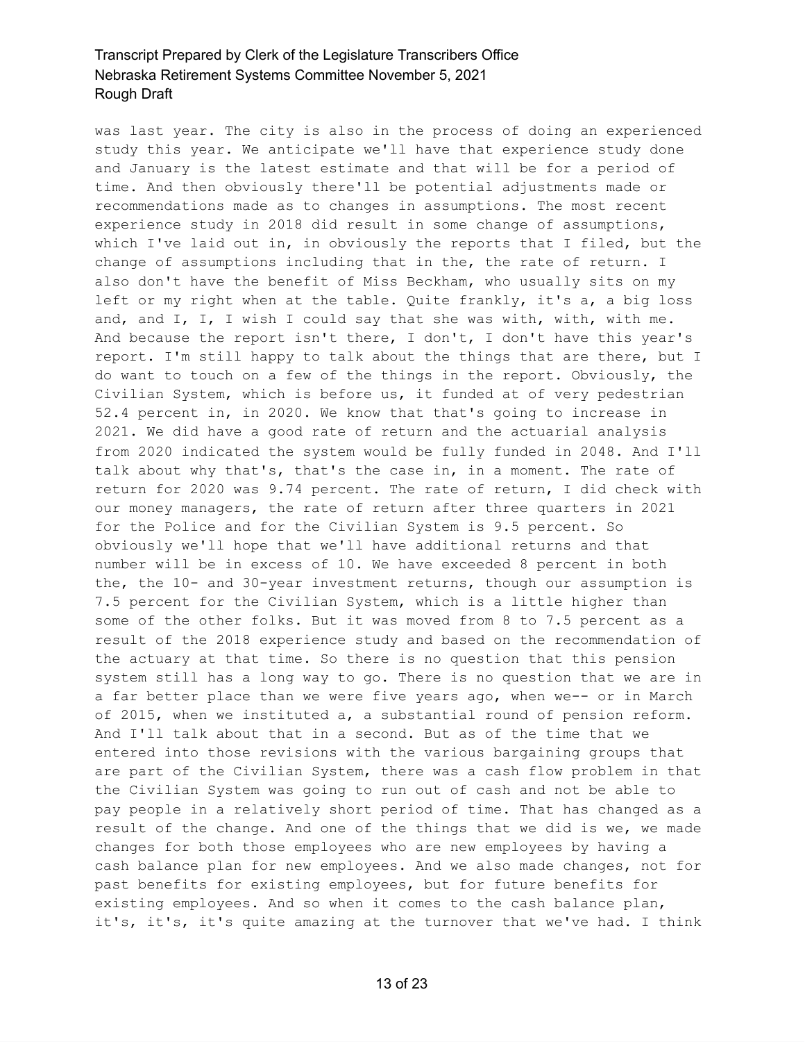was last year. The city is also in the process of doing an experienced study this year. We anticipate we'll have that experience study done and January is the latest estimate and that will be for a period of time. And then obviously there'll be potential adjustments made or recommendations made as to changes in assumptions. The most recent experience study in 2018 did result in some change of assumptions, which I've laid out in, in obviously the reports that I filed, but the change of assumptions including that in the, the rate of return. I also don't have the benefit of Miss Beckham, who usually sits on my left or my right when at the table. Quite frankly, it's a, a big loss and, and I, I, I wish I could say that she was with, with, with me. And because the report isn't there, I don't, I don't have this year's report. I'm still happy to talk about the things that are there, but I do want to touch on a few of the things in the report. Obviously, the Civilian System, which is before us, it funded at of very pedestrian 52.4 percent in, in 2020. We know that that's going to increase in 2021. We did have a good rate of return and the actuarial analysis from 2020 indicated the system would be fully funded in 2048. And I'll talk about why that's, that's the case in, in a moment. The rate of return for 2020 was 9.74 percent. The rate of return, I did check with our money managers, the rate of return after three quarters in 2021 for the Police and for the Civilian System is 9.5 percent. So obviously we'll hope that we'll have additional returns and that number will be in excess of 10. We have exceeded 8 percent in both the, the 10- and 30-year investment returns, though our assumption is 7.5 percent for the Civilian System, which is a little higher than some of the other folks. But it was moved from 8 to 7.5 percent as a result of the 2018 experience study and based on the recommendation of the actuary at that time. So there is no question that this pension system still has a long way to go. There is no question that we are in a far better place than we were five years ago, when we-- or in March of 2015, when we instituted a, a substantial round of pension reform. And I'll talk about that in a second. But as of the time that we entered into those revisions with the various bargaining groups that are part of the Civilian System, there was a cash flow problem in that the Civilian System was going to run out of cash and not be able to pay people in a relatively short period of time. That has changed as a result of the change. And one of the things that we did is we, we made changes for both those employees who are new employees by having a cash balance plan for new employees. And we also made changes, not for past benefits for existing employees, but for future benefits for existing employees. And so when it comes to the cash balance plan, it's, it's, it's quite amazing at the turnover that we've had. I think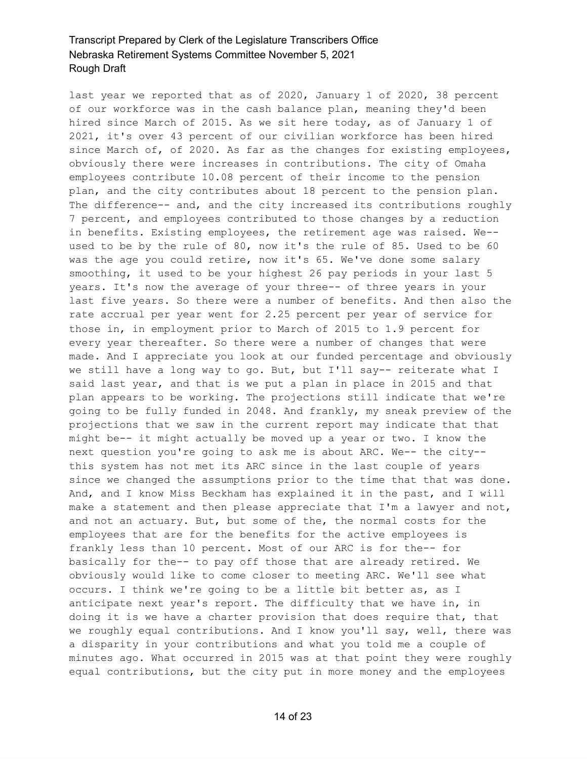last year we reported that as of 2020, January 1 of 2020, 38 percent of our workforce was in the cash balance plan, meaning they'd been hired since March of 2015. As we sit here today, as of January 1 of 2021, it's over 43 percent of our civilian workforce has been hired since March of, of 2020. As far as the changes for existing employees, obviously there were increases in contributions. The city of Omaha employees contribute 10.08 percent of their income to the pension plan, and the city contributes about 18 percent to the pension plan. The difference-- and, and the city increased its contributions roughly 7 percent, and employees contributed to those changes by a reduction in benefits. Existing employees, the retirement age was raised. We-- used to be by the rule of 80, now it's the rule of 85. Used to be 60 was the age you could retire, now it's 65. We've done some salary smoothing, it used to be your highest 26 pay periods in your last 5 years. It's now the average of your three-- of three years in your last five years. So there were a number of benefits. And then also the rate accrual per year went for 2.25 percent per year of service for those in, in employment prior to March of 2015 to 1.9 percent for every year thereafter. So there were a number of changes that were made. And I appreciate you look at our funded percentage and obviously we still have a long way to go. But, but I'll say-- reiterate what I said last year, and that is we put a plan in place in 2015 and that plan appears to be working. The projections still indicate that we're going to be fully funded in 2048. And frankly, my sneak preview of the projections that we saw in the current report may indicate that that might be-- it might actually be moved up a year or two. I know the next question you're going to ask me is about ARC. We-- the city-- this system has not met its ARC since in the last couple of years since we changed the assumptions prior to the time that that was done. And, and I know Miss Beckham has explained it in the past, and I will make a statement and then please appreciate that I'm a lawyer and not, and not an actuary. But, but some of the, the normal costs for the employees that are for the benefits for the active employees is frankly less than 10 percent. Most of our ARC is for the-- for basically for the-- to pay off those that are already retired. We obviously would like to come closer to meeting ARC. We'll see what occurs. I think we're going to be a little bit better as, as I anticipate next year's report. The difficulty that we have in, in doing it is we have a charter provision that does require that, that we roughly equal contributions. And I know you'll say, well, there was a disparity in your contributions and what you told me a couple of minutes ago. What occurred in 2015 was at that point they were roughly equal contributions, but the city put in more money and the employees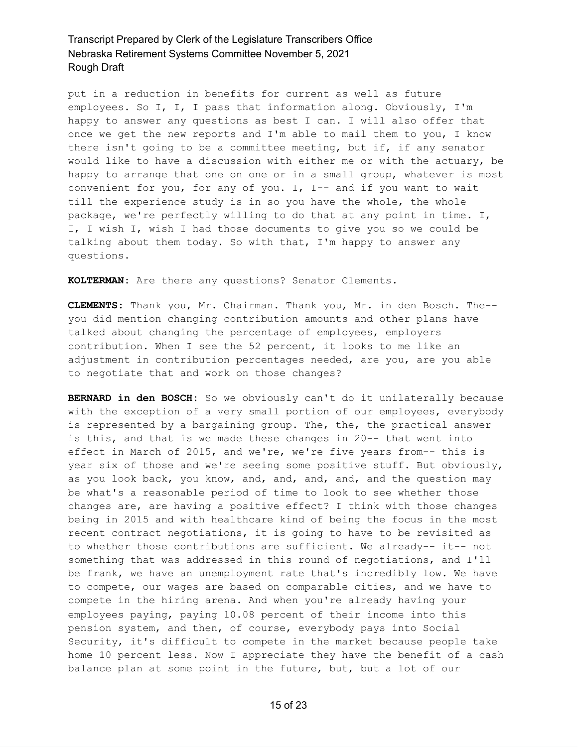put in a reduction in benefits for current as well as future employees. So I, I, I pass that information along. Obviously, I'm happy to answer any questions as best I can. I will also offer that once we get the new reports and I'm able to mail them to you, I know there isn't going to be a committee meeting, but if, if any senator would like to have a discussion with either me or with the actuary, be happy to arrange that one on one or in a small group, whatever is most convenient for you, for any of you. I, I-- and if you want to wait till the experience study is in so you have the whole, the whole package, we're perfectly willing to do that at any point in time. I, I, I wish I, wish I had those documents to give you so we could be talking about them today. So with that, I'm happy to answer any questions.

**KOLTERMAN:** Are there any questions? Senator Clements.

**CLEMENTS:** Thank you, Mr. Chairman. Thank you, Mr. in den Bosch. The-- you did mention changing contribution amounts and other plans have talked about changing the percentage of employees, employers contribution. When I see the 52 percent, it looks to me like an adjustment in contribution percentages needed, are you, are you able to negotiate that and work on those changes?

**BERNARD in den BOSCH:** So we obviously can't do it unilaterally because with the exception of a very small portion of our employees, everybody is represented by a bargaining group. The, the, the practical answer is this, and that is we made these changes in 20-- that went into effect in March of 2015, and we're, we're five years from-- this is year six of those and we're seeing some positive stuff. But obviously, as you look back, you know, and, and, and, and, and the question may be what's a reasonable period of time to look to see whether those changes are, are having a positive effect? I think with those changes being in 2015 and with healthcare kind of being the focus in the most recent contract negotiations, it is going to have to be revisited as to whether those contributions are sufficient. We already-- it-- not something that was addressed in this round of negotiations, and I'll be frank, we have an unemployment rate that's incredibly low. We have to compete, our wages are based on comparable cities, and we have to compete in the hiring arena. And when you're already having your employees paying, paying 10.08 percent of their income into this pension system, and then, of course, everybody pays into Social Security, it's difficult to compete in the market because people take home 10 percent less. Now I appreciate they have the benefit of a cash balance plan at some point in the future, but, but a lot of our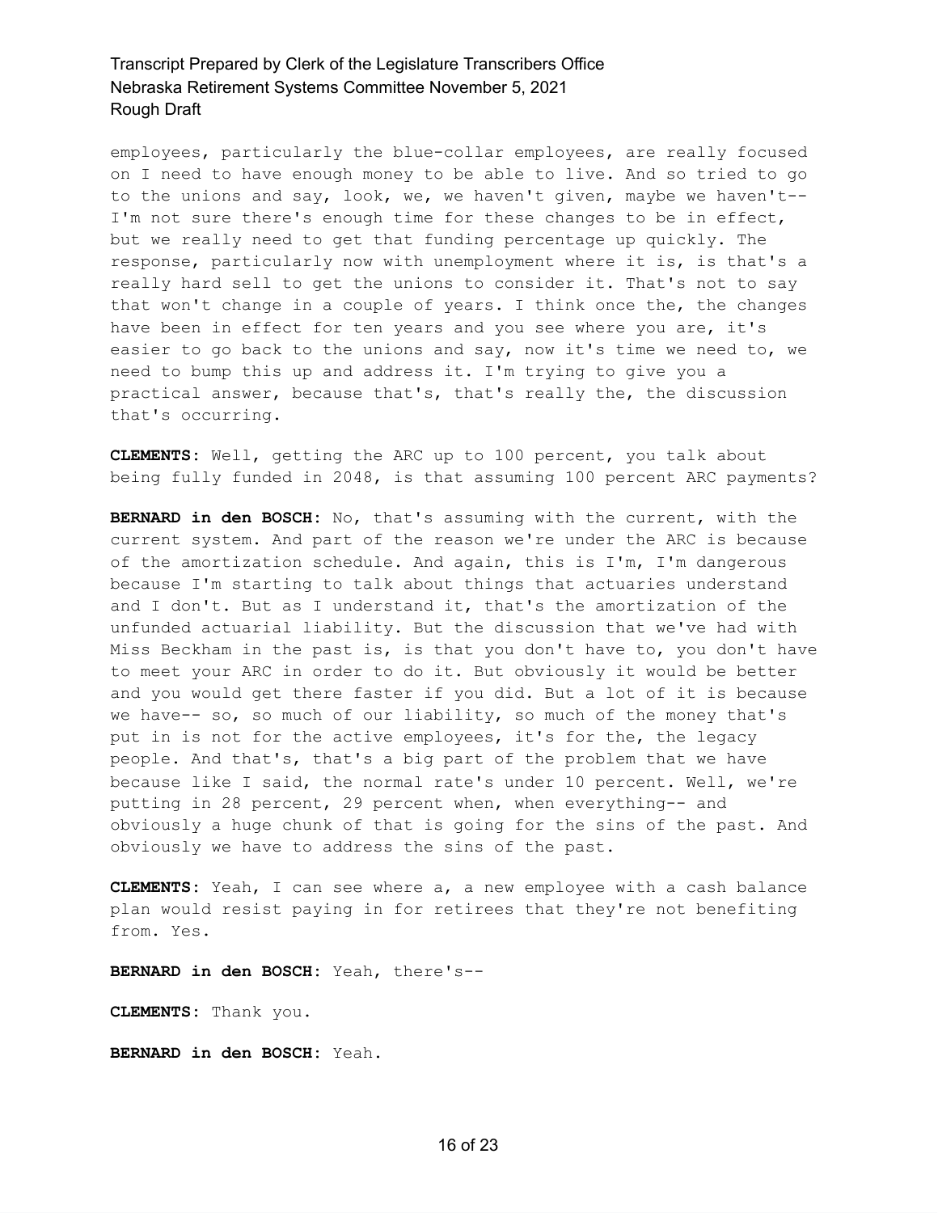employees, particularly the blue-collar employees, are really focused on I need to have enough money to be able to live. And so tried to go to the unions and say, look, we, we haven't given, maybe we haven't-- I'm not sure there's enough time for these changes to be in effect, but we really need to get that funding percentage up quickly. The response, particularly now with unemployment where it is, is that's a really hard sell to get the unions to consider it. That's not to say that won't change in a couple of years. I think once the, the changes have been in effect for ten years and you see where you are, it's easier to go back to the unions and say, now it's time we need to, we need to bump this up and address it. I'm trying to give you a practical answer, because that's, that's really the, the discussion that's occurring.

**CLEMENTS:** Well, getting the ARC up to 100 percent, you talk about being fully funded in 2048, is that assuming 100 percent ARC payments?

**BERNARD in den BOSCH:** No, that's assuming with the current, with the current system. And part of the reason we're under the ARC is because of the amortization schedule. And again, this is I'm, I'm dangerous because I'm starting to talk about things that actuaries understand and I don't. But as I understand it, that's the amortization of the unfunded actuarial liability. But the discussion that we've had with Miss Beckham in the past is, is that you don't have to, you don't have to meet your ARC in order to do it. But obviously it would be better and you would get there faster if you did. But a lot of it is because we have-- so, so much of our liability, so much of the money that's put in is not for the active employees, it's for the, the legacy people. And that's, that's a big part of the problem that we have because like I said, the normal rate's under 10 percent. Well, we're putting in 28 percent, 29 percent when, when everything-- and obviously a huge chunk of that is going for the sins of the past. And obviously we have to address the sins of the past.

**CLEMENTS:** Yeah, I can see where a, a new employee with a cash balance plan would resist paying in for retirees that they're not benefiting from. Yes.

**BERNARD in den BOSCH:** Yeah, there's--

**CLEMENTS:** Thank you.

**BERNARD in den BOSCH:** Yeah.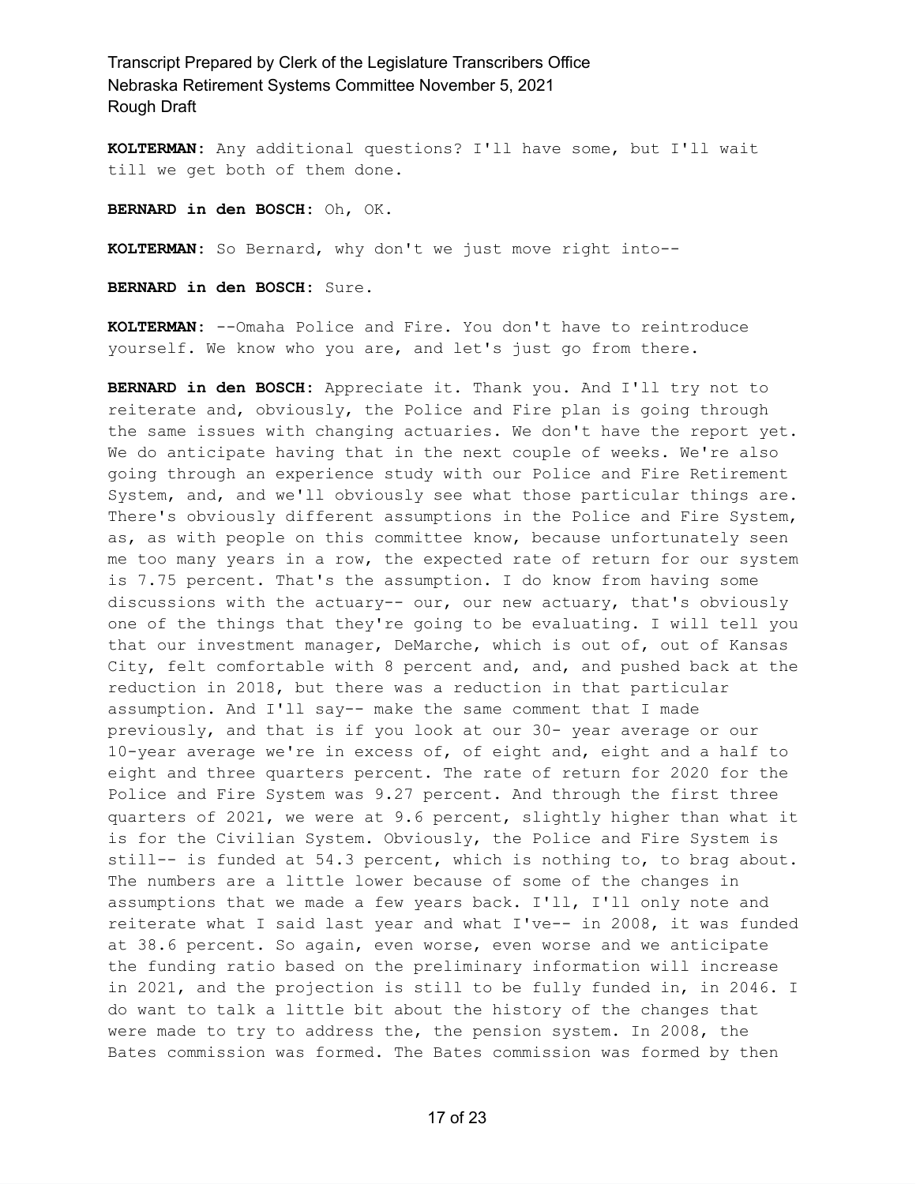**KOLTERMAN:** Any additional questions? I'll have some, but I'll wait till we get both of them done.

**BERNARD in den BOSCH:** Oh, OK.

**KOLTERMAN:** So Bernard, why don't we just move right into--

**BERNARD in den BOSCH:** Sure.

**KOLTERMAN:** --Omaha Police and Fire. You don't have to reintroduce yourself. We know who you are, and let's just go from there.

**BERNARD in den BOSCH:** Appreciate it. Thank you. And I'll try not to reiterate and, obviously, the Police and Fire plan is going through the same issues with changing actuaries. We don't have the report yet. We do anticipate having that in the next couple of weeks. We're also going through an experience study with our Police and Fire Retirement System, and, and we'll obviously see what those particular things are. There's obviously different assumptions in the Police and Fire System, as, as with people on this committee know, because unfortunately seen me too many years in a row, the expected rate of return for our system is 7.75 percent. That's the assumption. I do know from having some discussions with the actuary-- our, our new actuary, that's obviously one of the things that they're going to be evaluating. I will tell you that our investment manager, DeMarche, which is out of, out of Kansas City, felt comfortable with 8 percent and, and, and pushed back at the reduction in 2018, but there was a reduction in that particular assumption. And I'll say-- make the same comment that I made previously, and that is if you look at our 30- year average or our 10-year average we're in excess of, of eight and, eight and a half to eight and three quarters percent. The rate of return for 2020 for the Police and Fire System was 9.27 percent. And through the first three quarters of 2021, we were at 9.6 percent, slightly higher than what it is for the Civilian System. Obviously, the Police and Fire System is still-- is funded at 54.3 percent, which is nothing to, to brag about. The numbers are a little lower because of some of the changes in assumptions that we made a few years back. I'll, I'll only note and reiterate what I said last year and what I've-- in 2008, it was funded at 38.6 percent. So again, even worse, even worse and we anticipate the funding ratio based on the preliminary information will increase in 2021, and the projection is still to be fully funded in, in 2046. I do want to talk a little bit about the history of the changes that were made to try to address the, the pension system. In 2008, the Bates commission was formed. The Bates commission was formed by then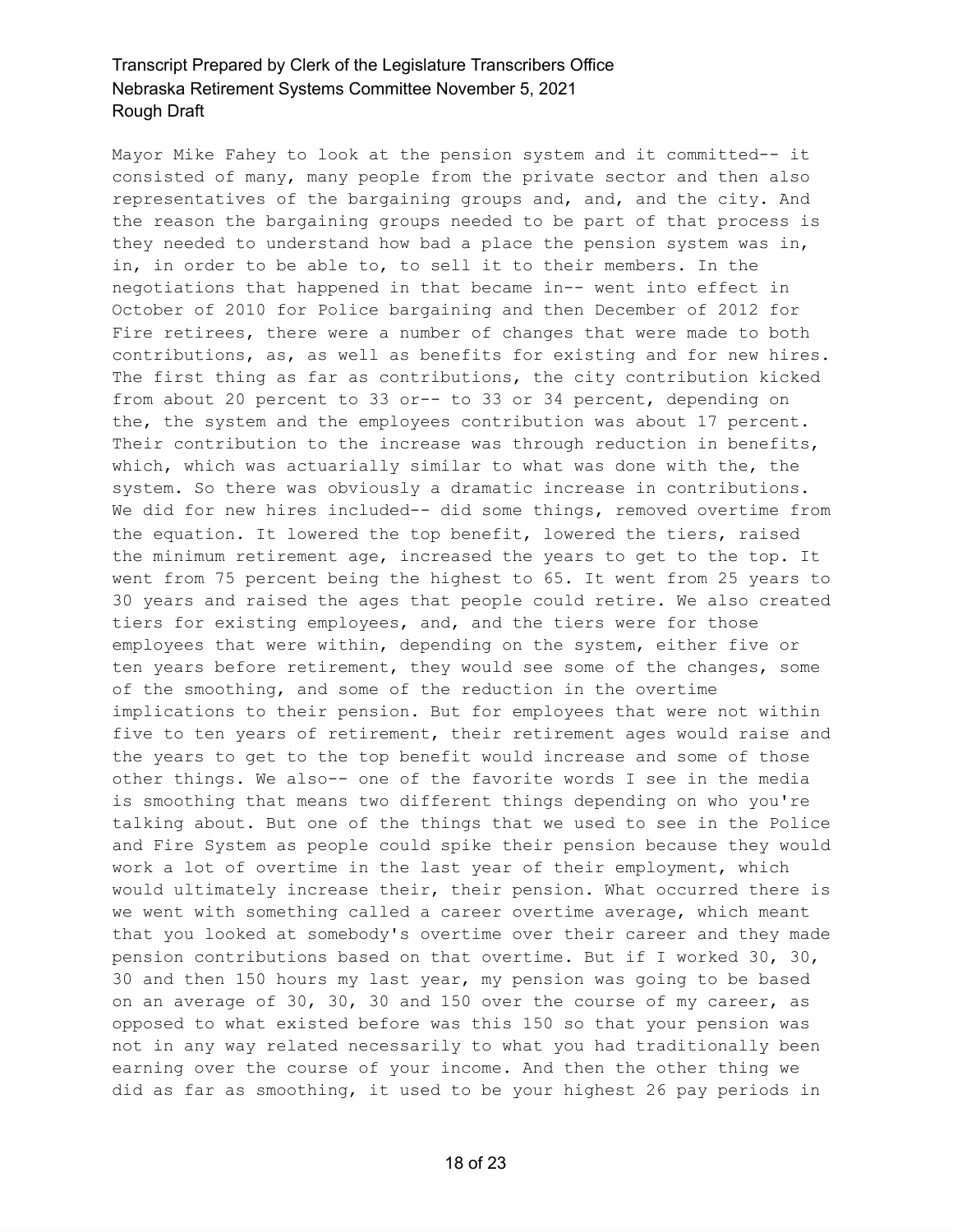Mayor Mike Fahey to look at the pension system and it committed-- it consisted of many, many people from the private sector and then also representatives of the bargaining groups and, and, and the city. And the reason the bargaining groups needed to be part of that process is they needed to understand how bad a place the pension system was in, in, in order to be able to, to sell it to their members. In the negotiations that happened in that became in-- went into effect in October of 2010 for Police bargaining and then December of 2012 for Fire retirees, there were a number of changes that were made to both contributions, as, as well as benefits for existing and for new hires. The first thing as far as contributions, the city contribution kicked from about 20 percent to 33 or-- to 33 or 34 percent, depending on the, the system and the employees contribution was about 17 percent. Their contribution to the increase was through reduction in benefits, which, which was actuarially similar to what was done with the, the system. So there was obviously a dramatic increase in contributions. We did for new hires included-- did some things, removed overtime from the equation. It lowered the top benefit, lowered the tiers, raised the minimum retirement age, increased the years to get to the top. It went from 75 percent being the highest to 65. It went from 25 years to 30 years and raised the ages that people could retire. We also created tiers for existing employees, and, and the tiers were for those employees that were within, depending on the system, either five or ten years before retirement, they would see some of the changes, some of the smoothing, and some of the reduction in the overtime implications to their pension. But for employees that were not within five to ten years of retirement, their retirement ages would raise and the years to get to the top benefit would increase and some of those other things. We also-- one of the favorite words I see in the media is smoothing that means two different things depending on who you're talking about. But one of the things that we used to see in the Police and Fire System as people could spike their pension because they would work a lot of overtime in the last year of their employment, which would ultimately increase their, their pension. What occurred there is we went with something called a career overtime average, which meant that you looked at somebody's overtime over their career and they made pension contributions based on that overtime. But if I worked 30, 30, 30 and then 150 hours my last year, my pension was going to be based on an average of 30, 30, 30 and 150 over the course of my career, as opposed to what existed before was this 150 so that your pension was not in any way related necessarily to what you had traditionally been earning over the course of your income. And then the other thing we did as far as smoothing, it used to be your highest 26 pay periods in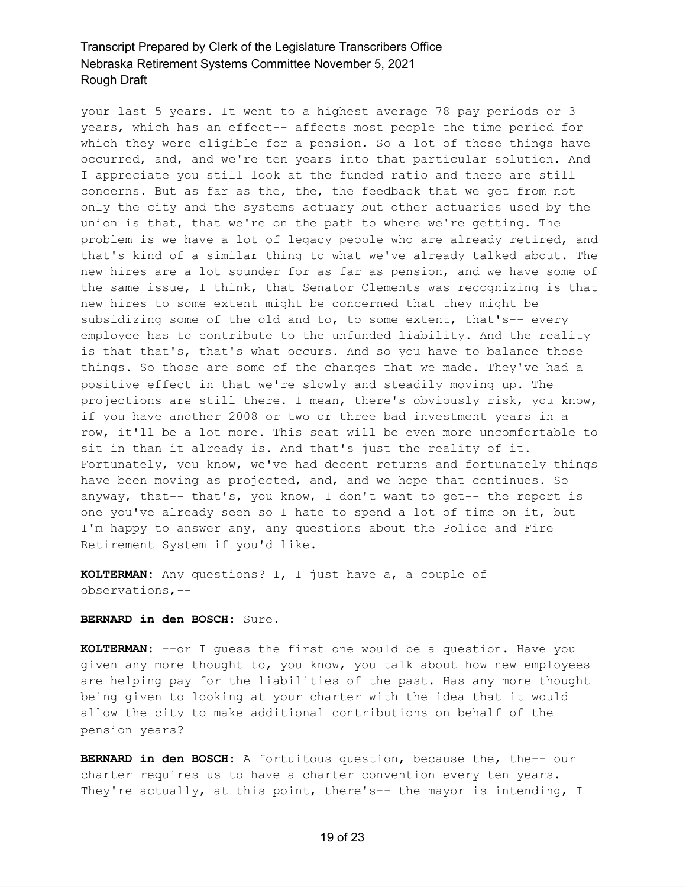your last 5 years. It went to a highest average 78 pay periods or 3 years, which has an effect-- affects most people the time period for which they were eligible for a pension. So a lot of those things have occurred, and, and we're ten years into that particular solution. And I appreciate you still look at the funded ratio and there are still concerns. But as far as the, the, the feedback that we get from not only the city and the systems actuary but other actuaries used by the union is that, that we're on the path to where we're getting. The problem is we have a lot of legacy people who are already retired, and that's kind of a similar thing to what we've already talked about. The new hires are a lot sounder for as far as pension, and we have some of the same issue, I think, that Senator Clements was recognizing is that new hires to some extent might be concerned that they might be subsidizing some of the old and to, to some extent, that's-- every employee has to contribute to the unfunded liability. And the reality is that that's, that's what occurs. And so you have to balance those things. So those are some of the changes that we made. They've had a positive effect in that we're slowly and steadily moving up. The projections are still there. I mean, there's obviously risk, you know, if you have another 2008 or two or three bad investment years in a row, it'll be a lot more. This seat will be even more uncomfortable to sit in than it already is. And that's just the reality of it. Fortunately, you know, we've had decent returns and fortunately things have been moving as projected, and, and we hope that continues. So anyway, that-- that's, you know, I don't want to get-- the report is one you've already seen so I hate to spend a lot of time on it, but I'm happy to answer any, any questions about the Police and Fire Retirement System if you'd like.

**KOLTERMAN:** Any questions? I, I just have a, a couple of observations,--

**BERNARD in den BOSCH:** Sure.

**KOLTERMAN:** --or I guess the first one would be a question. Have you given any more thought to, you know, you talk about how new employees are helping pay for the liabilities of the past. Has any more thought being given to looking at your charter with the idea that it would allow the city to make additional contributions on behalf of the pension years?

**BERNARD in den BOSCH:** A fortuitous question, because the, the-- our charter requires us to have a charter convention every ten years. They're actually, at this point, there's-- the mayor is intending, I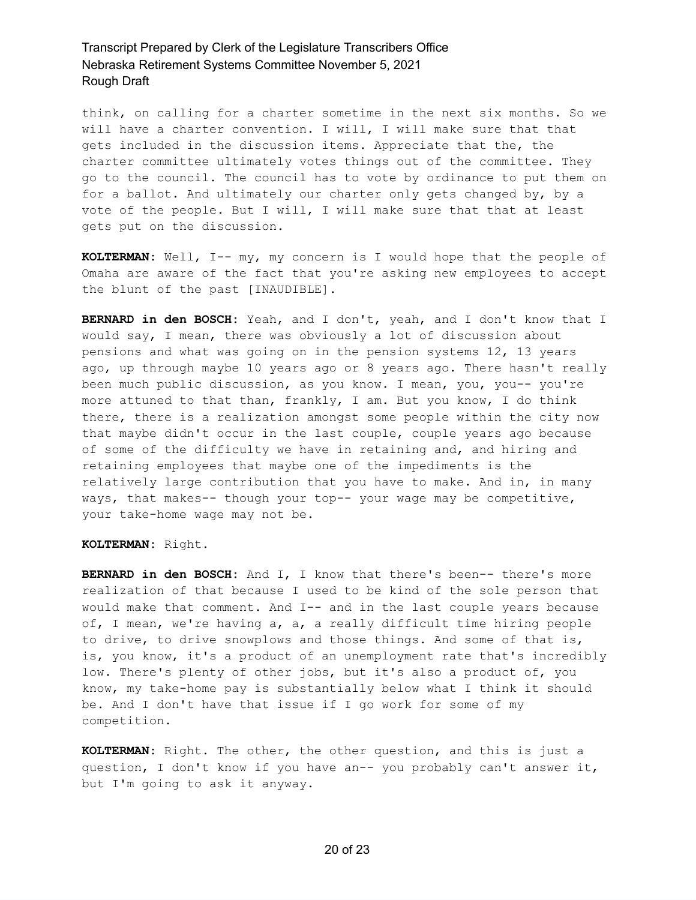think, on calling for a charter sometime in the next six months. So we will have a charter convention. I will, I will make sure that that gets included in the discussion items. Appreciate that the, the charter committee ultimately votes things out of the committee. They go to the council. The council has to vote by ordinance to put them on for a ballot. And ultimately our charter only gets changed by, by a vote of the people. But I will, I will make sure that that at least gets put on the discussion.

**KOLTERMAN:** Well, I-- my, my concern is I would hope that the people of Omaha are aware of the fact that you're asking new employees to accept the blunt of the past [INAUDIBLE].

**BERNARD in den BOSCH:** Yeah, and I don't, yeah, and I don't know that I would say, I mean, there was obviously a lot of discussion about pensions and what was going on in the pension systems 12, 13 years ago, up through maybe 10 years ago or 8 years ago. There hasn't really been much public discussion, as you know. I mean, you, you-- you're more attuned to that than, frankly, I am. But you know, I do think there, there is a realization amongst some people within the city now that maybe didn't occur in the last couple, couple years ago because of some of the difficulty we have in retaining and, and hiring and retaining employees that maybe one of the impediments is the relatively large contribution that you have to make. And in, in many ways, that makes-- though your top-- your wage may be competitive, your take-home wage may not be.

**KOLTERMAN:** Right.

**BERNARD in den BOSCH:** And I, I know that there's been-- there's more realization of that because I used to be kind of the sole person that would make that comment. And I-- and in the last couple years because of, I mean, we're having a, a, a really difficult time hiring people to drive, to drive snowplows and those things. And some of that is, is, you know, it's a product of an unemployment rate that's incredibly low. There's plenty of other jobs, but it's also a product of, you know, my take-home pay is substantially below what I think it should be. And I don't have that issue if I go work for some of my competition.

**KOLTERMAN:** Right. The other, the other question, and this is just a question, I don't know if you have an-- you probably can't answer it, but I'm going to ask it anyway.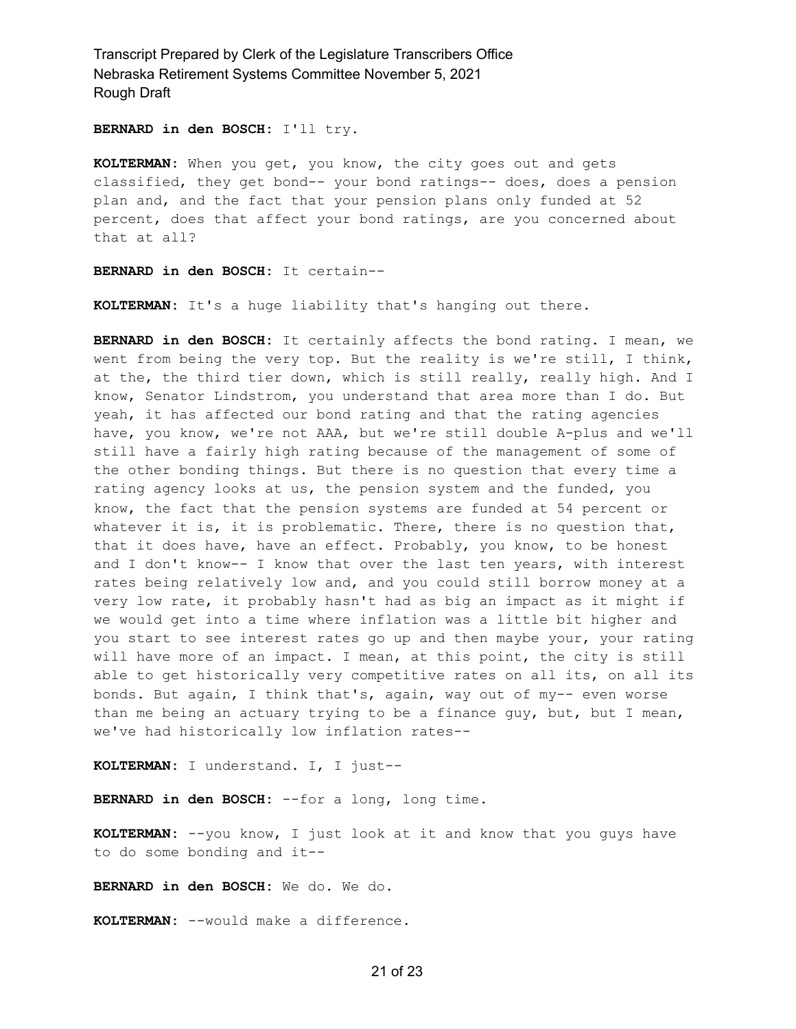**BERNARD in den BOSCH:** I'll try.

**KOLTERMAN:** When you get, you know, the city goes out and gets classified, they get bond-- your bond ratings-- does, does a pension plan and, and the fact that your pension plans only funded at 52 percent, does that affect your bond ratings, are you concerned about that at all?

**BERNARD in den BOSCH:** It certain--

**KOLTERMAN:** It's a huge liability that's hanging out there.

**BERNARD in den BOSCH:** It certainly affects the bond rating. I mean, we went from being the very top. But the reality is we're still, I think, at the, the third tier down, which is still really, really high. And I know, Senator Lindstrom, you understand that area more than I do. But yeah, it has affected our bond rating and that the rating agencies have, you know, we're not AAA, but we're still double A-plus and we'll still have a fairly high rating because of the management of some of the other bonding things. But there is no question that every time a rating agency looks at us, the pension system and the funded, you know, the fact that the pension systems are funded at 54 percent or whatever it is, it is problematic. There, there is no question that, that it does have, have an effect. Probably, you know, to be honest and I don't know-- I know that over the last ten years, with interest rates being relatively low and, and you could still borrow money at a very low rate, it probably hasn't had as big an impact as it might if we would get into a time where inflation was a little bit higher and you start to see interest rates go up and then maybe your, your rating will have more of an impact. I mean, at this point, the city is still able to get historically very competitive rates on all its, on all its bonds. But again, I think that's, again, way out of my-- even worse than me being an actuary trying to be a finance guy, but, but I mean, we've had historically low inflation rates--

**KOLTERMAN:** I understand. I, I just--

**BERNARD in den BOSCH:** --for a long, long time.

**KOLTERMAN:** --you know, I just look at it and know that you guys have to do some bonding and it--

**BERNARD in den BOSCH:** We do. We do.

**KOLTERMAN:** --would make a difference.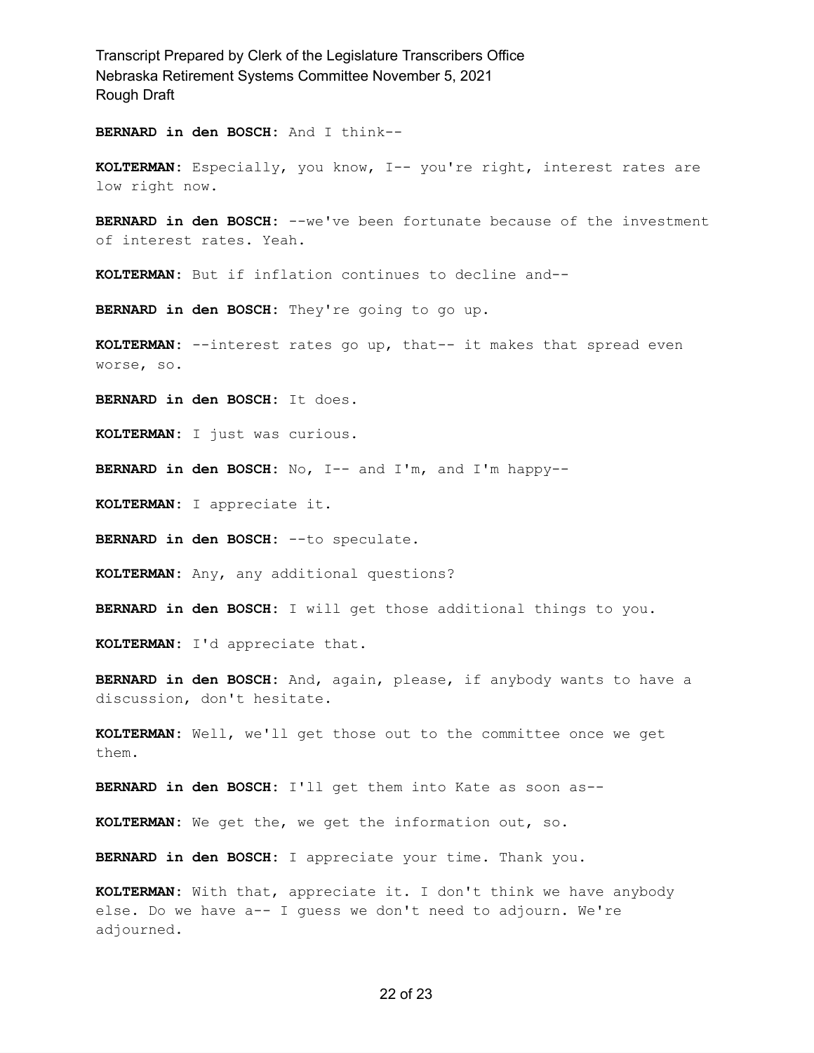**BERNARD in den BOSCH:** And I think--

**KOLTERMAN:** Especially, you know, I-- you're right, interest rates are low right now.

**BERNARD in den BOSCH:** --we've been fortunate because of the investment of interest rates. Yeah.

**KOLTERMAN:** But if inflation continues to decline and--

**BERNARD in den BOSCH:** They're going to go up.

**KOLTERMAN:** --interest rates go up, that-- it makes that spread even worse, so.

**BERNARD in den BOSCH:** It does.

**KOLTERMAN:** I just was curious.

**BERNARD in den BOSCH:** No, I-- and I'm, and I'm happy--

**KOLTERMAN:** I appreciate it.

**BERNARD in den BOSCH:** --to speculate.

**KOLTERMAN:** Any, any additional questions?

**BERNARD in den BOSCH:** I will get those additional things to you.

**KOLTERMAN:** I'd appreciate that.

**BERNARD in den BOSCH:** And, again, please, if anybody wants to have a discussion, don't hesitate.

**KOLTERMAN:** Well, we'll get those out to the committee once we get them.

**BERNARD in den BOSCH:** I'll get them into Kate as soon as--

**KOLTERMAN:** We get the, we get the information out, so.

**BERNARD in den BOSCH:** I appreciate your time. Thank you.

**KOLTERMAN:** With that, appreciate it. I don't think we have anybody else. Do we have a-- I guess we don't need to adjourn. We're adjourned.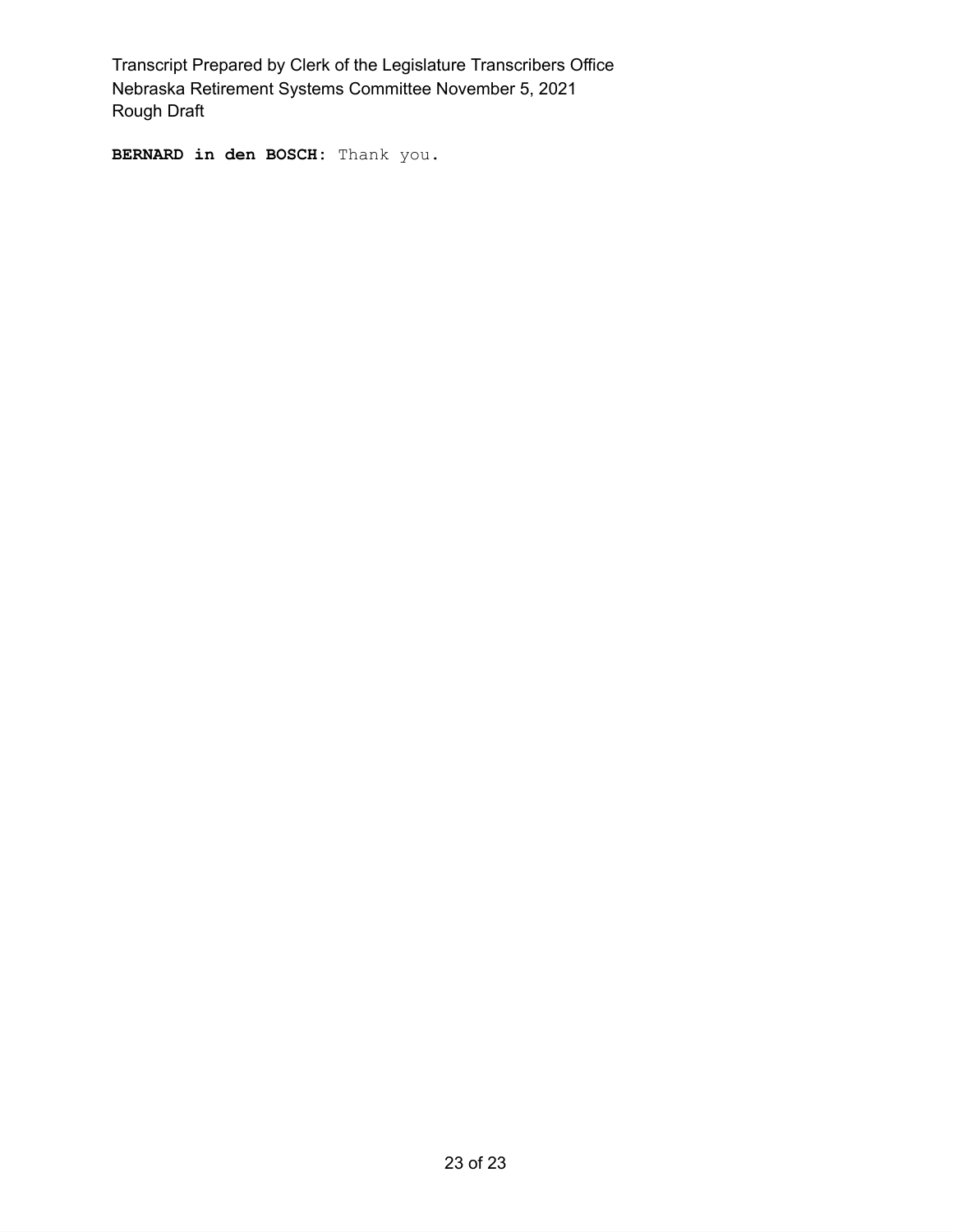**BERNARD in den BOSCH:** Thank you.